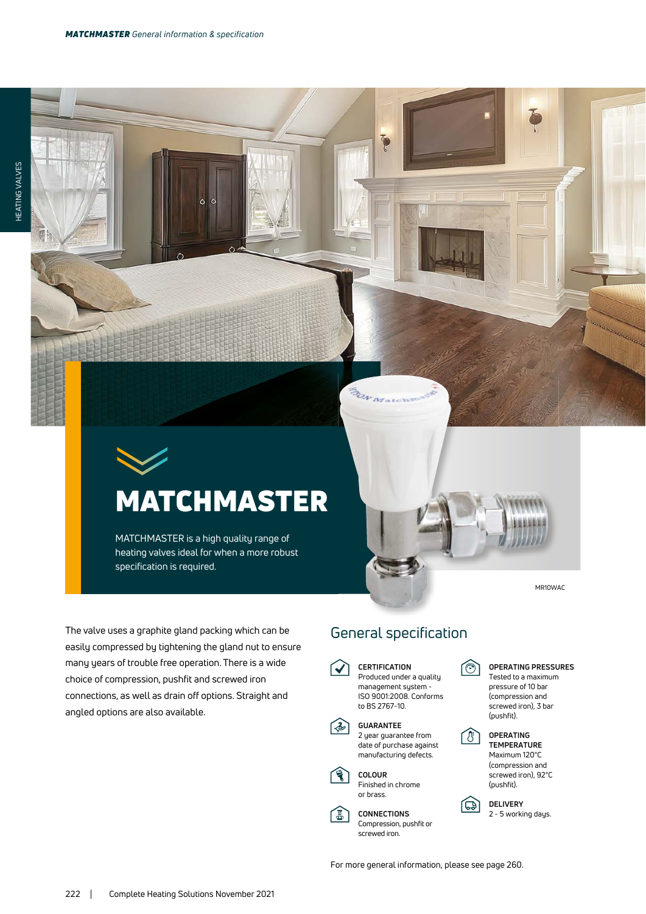# MATCHMASTER

MATCHMASTER is a high quality range of heating valves ideal for when a more robust specification is required.

MR10WAC

The valve uses a graphite gland packing which can be easily compressed by tightening the gland nut to ensure many years of trouble free operation. There is a wide choice of compression, pushfit and screwed iron connections, as well as drain off options. Straight and angled options are also available.

## General specification

**CERTIFICATION**
Produced under a quality management system - ISO 9001:2008. Conforms to BS 2767-10.

**GUARANTEE**
2 year guarantee from date of purchase against manufacturing defects.

**COLOUR**
Finished in chrome or brass.

**CONNECTIONS**
Compression, pushfit or screwed iron.

**OPERATING PRESSURES**
Tested to a maximum pressure of 10 bar (compression and screwed iron), 3 bar (pushfit).

**OPERATING TEMPERATURE**
Maximum 120°C (compression and screwed iron), 92°C (pushfit).

**DELIVERY**
2 - 5 working days.

For more general information, please see page 260.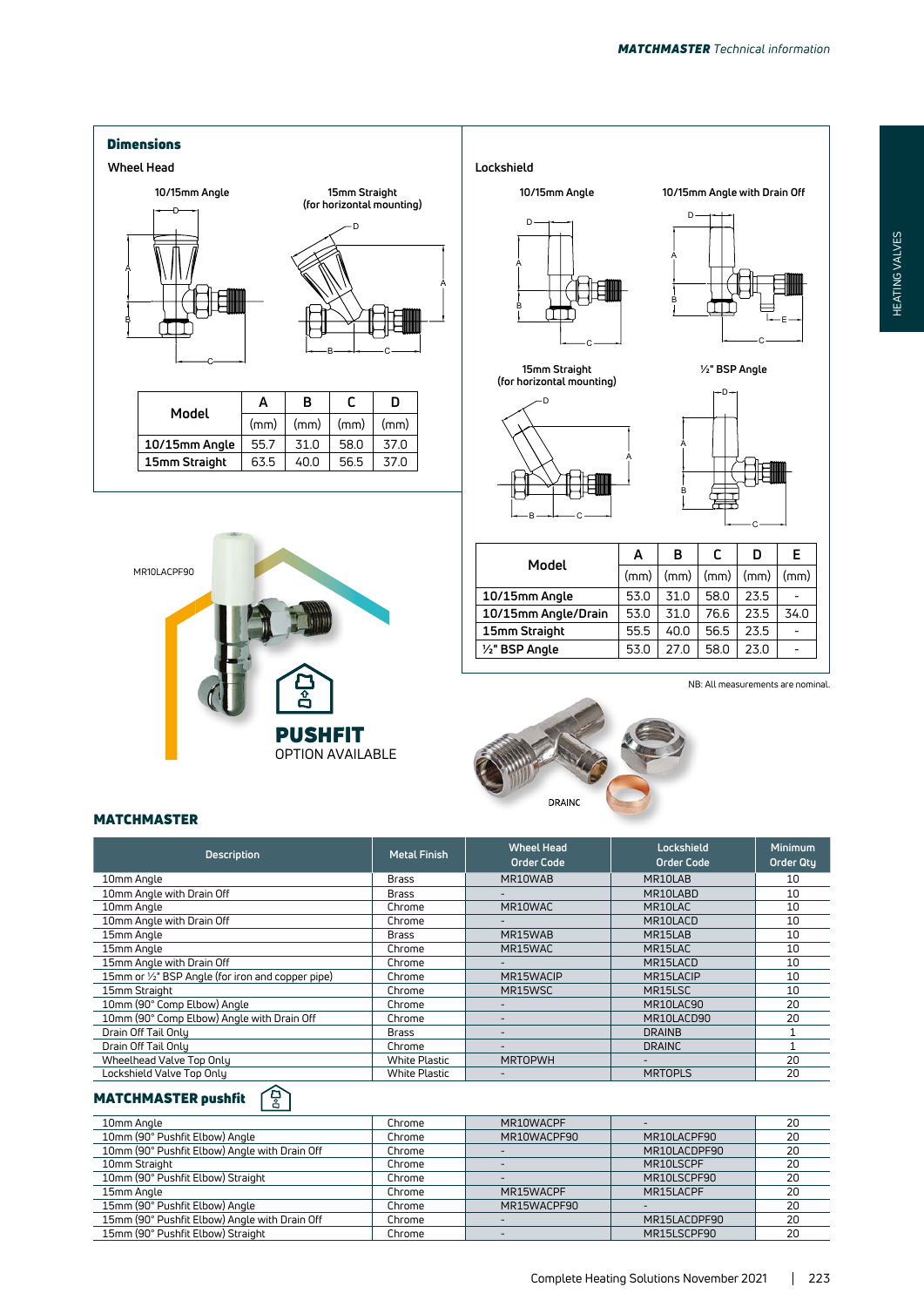## Dimensions

### Wheel Head

10/15mm Angle

15mm Straight (for horizontal mounting)

| Model | A | B | C | D |
|---|---|---|---|---|
| | (mm) | (mm) | (mm) | (mm) |
| 10/15mm Angle | 55.7 | 31.0 | 58.0 | 37.0 |
| 15mm Straight | 63.5 | 40.0 | 56.5 | 37.0 |

### Lockshield

10/15mm Angle

10/15mm Angle with Drain Off

15mm Straight (for horizontal mounting)

½" BSP Angle

| Model | A | B | C | D | E |
|---|---|---|---|---|---|
| | (mm) | (mm) | (mm) | (mm) | (mm) |
| 10/15mm Angle | 53.0 | 31.0 | 58.0 | 23.5 | - |
| 10/15mm Angle/Drain | 53.0 | 31.0 | 76.6 | 23.5 | 34.0 |
| 15mm Straight | 55.5 | 40.0 | 56.5 | 23.5 | - |
| ½" BSP Angle | 53.0 | 27.0 | 58.0 | 23.0 | - |

NB: All measurements are nominal.

MR10LACPF90

**PUSHFIT**
OPTION AVAILABLE

DRAINC

## MATCHMASTER

| Description | Metal Finish | Wheel Head Order Code | Lockshield Order Code | Minimum Order Qty |
|---|---|---|---|---|
| 10mm Angle | Brass | MR10WAB | MR10LAB | 10 |
| 10mm Angle with Drain Off | Brass | - | MR10LABD | 10 |
| 10mm Angle | Chrome | MR10WAC | MR10LAC | 10 |
| 10mm Angle with Drain Off | Chrome | - | MR10LACD | 10 |
| 15mm Angle | Brass | MR15WAB | MR15LAB | 10 |
| 15mm Angle | Chrome | MR15WAC | MR15LAC | 10 |
| 15mm Angle with Drain Off | Chrome | - | MR15LACD | 10 |
| 15mm or ½" BSP Angle (for iron and copper pipe) | Chrome | MR15WACIP | MR15LACIP | 10 |
| 15mm Straight | Chrome | MR15WSC | MR15LSC | 10 |
| 10mm (90° Comp Elbow) Angle | Chrome | - | MR10LAC90 | 20 |
| 10mm (90° Comp Elbow) Angle with Drain Off | Chrome | - | MR10LACD90 | 20 |
| Drain Off Tail Only | Brass | - | DRAINB | 1 |
| Drain Off Tail Only | Chrome | - | DRAINC | 1 |
| Wheelhead Valve Top Only | White Plastic | MRTOPWH | - | 20 |
| Lockshield Valve Top Only | White Plastic | - | MRTOPLS | 20 |

## MATCHMASTER pushfit

| Description | Metal Finish | Wheel Head Order Code | Lockshield Order Code | Minimum Order Qty |
|---|---|---|---|---|
| 10mm Angle | Chrome | MR10WACPF | - | 20 |
| 10mm (90° Pushfit Elbow) Angle | Chrome | MR10WACPF90 | MR10LACPF90 | 20 |
| 10mm (90° Pushfit Elbow) Angle with Drain Off | Chrome | - | MR10LACDPF90 | 20 |
| 10mm Straight | Chrome | - | MR10LSCPF | 20 |
| 10mm (90° Pushfit Elbow) Straight | Chrome | - | MR10LSCPF90 | 20 |
| 15mm Angle | Chrome | MR15WACPF | MR15LACPF | 20 |
| 15mm (90° Pushfit Elbow) Angle | Chrome | MR15WACPF90 | - | 20 |
| 15mm (90° Pushfit Elbow) Angle with Drain Off | Chrome | - | MR15LACDPF90 | 20 |
| 15mm (90° Pushfit Elbow) Straight | Chrome | - | MR15LSCPF90 | 20 |